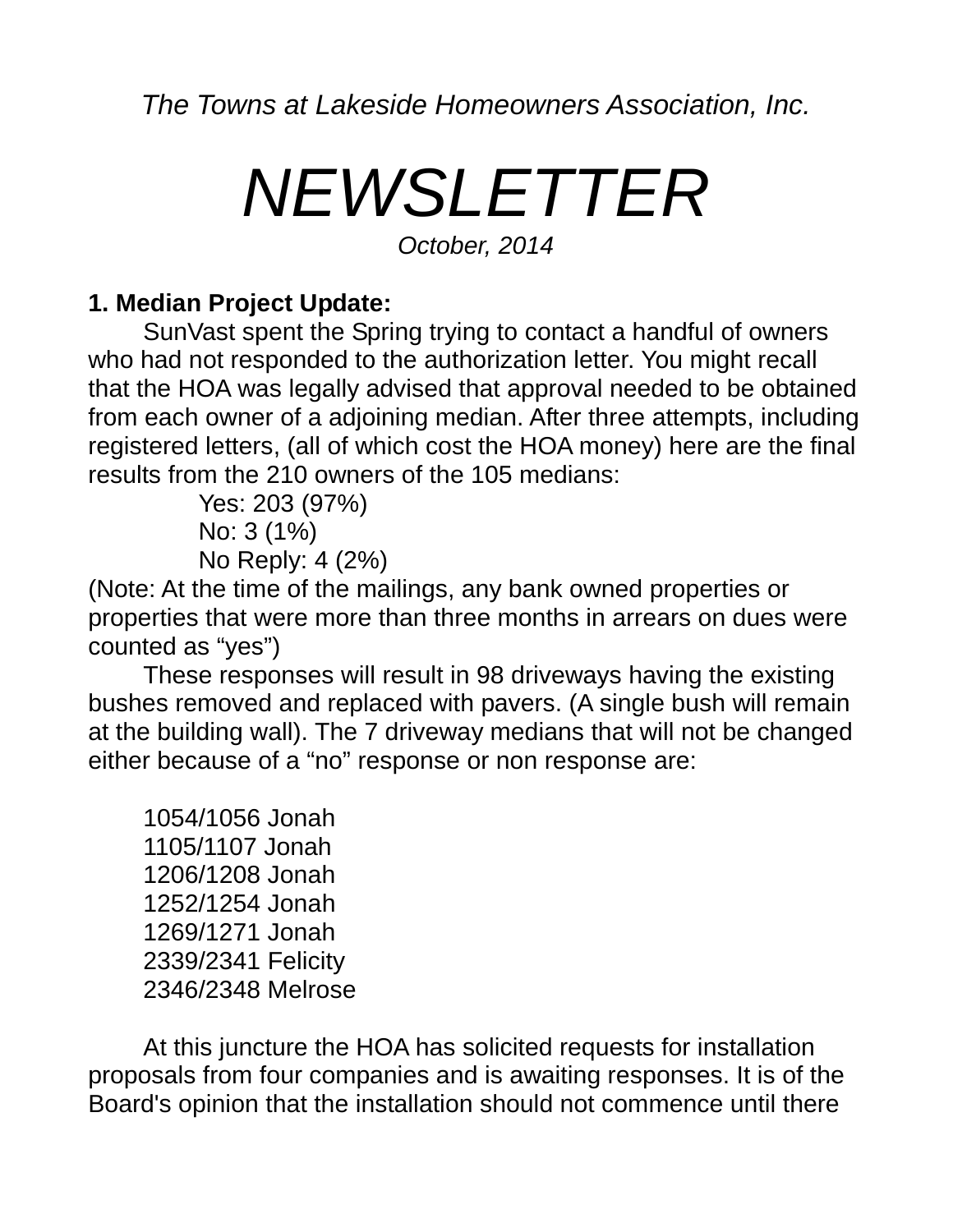*The Towns at Lakeside Homeowners Association, Inc.*

# *NEWSLETTER*

*October, 2014*

**1. Median Project Update:**

SunVast spent the Spring trying to contact a handful of owners who had not responded to the authorization letter. You might recall that the HOA was legally advised that approval needed to be obtained from each owner of a adjoining median. After three attempts, including registered letters, (all of which cost the HOA money) here are the final results from the 210 owners of the 105 medians:

Yes: 203 (97%)
No: 3 (1%)
No Reply: 4 (2%)

(Note: At the time of the mailings, any bank owned properties or properties that were more than three months in arrears on dues were counted as "yes")

These responses will result in 98 driveways having the existing bushes removed and replaced with pavers. (A single bush will remain at the building wall). The 7 driveway medians that will not be changed either because of a "no" response or non response are:

1054/1056 Jonah
1105/1107 Jonah
1206/1208 Jonah
1252/1254 Jonah
1269/1271 Jonah
2339/2341 Felicity
2346/2348 Melrose

At this juncture the HOA has solicited requests for installation proposals from four companies and is awaiting responses. It is of the Board's opinion that the installation should not commence until there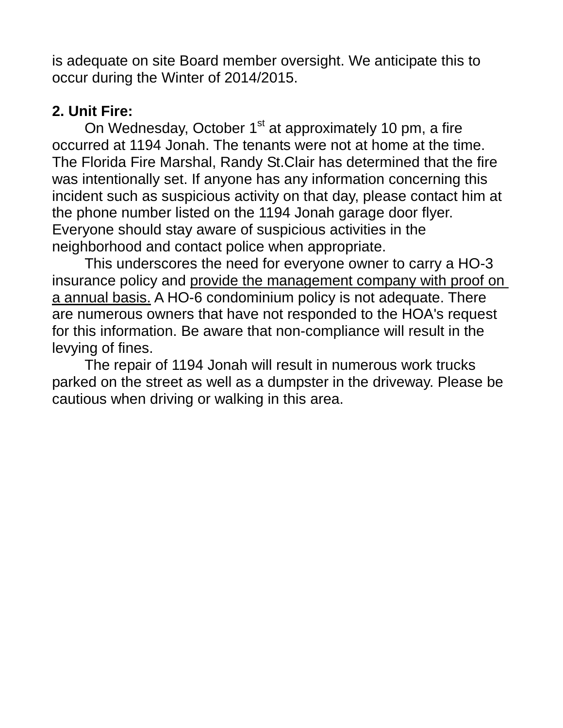is adequate on site Board member oversight. We anticipate this to occur during the Winter of 2014/2015.

**2. Unit Fire:**

On Wednesday, October 1st at approximately 10 pm, a fire occurred at 1194 Jonah. The tenants were not at home at the time. The Florida Fire Marshal, Randy St.Clair has determined that the fire was intentionally set. If anyone has any information concerning this incident such as suspicious activity on that day, please contact him at the phone number listed on the 1194 Jonah garage door flyer. Everyone should stay aware of suspicious activities in the neighborhood and contact police when appropriate.

This underscores the need for everyone owner to carry a HO-3 insurance policy and <u>provide the management company with proof on a annual basis.</u> A HO-6 condominium policy is not adequate. There are numerous owners that have not responded to the HOA's request for this information. Be aware that non-compliance will result in the levying of fines.

The repair of 1194 Jonah will result in numerous work trucks parked on the street as well as a dumpster in the driveway. Please be cautious when driving or walking in this area.